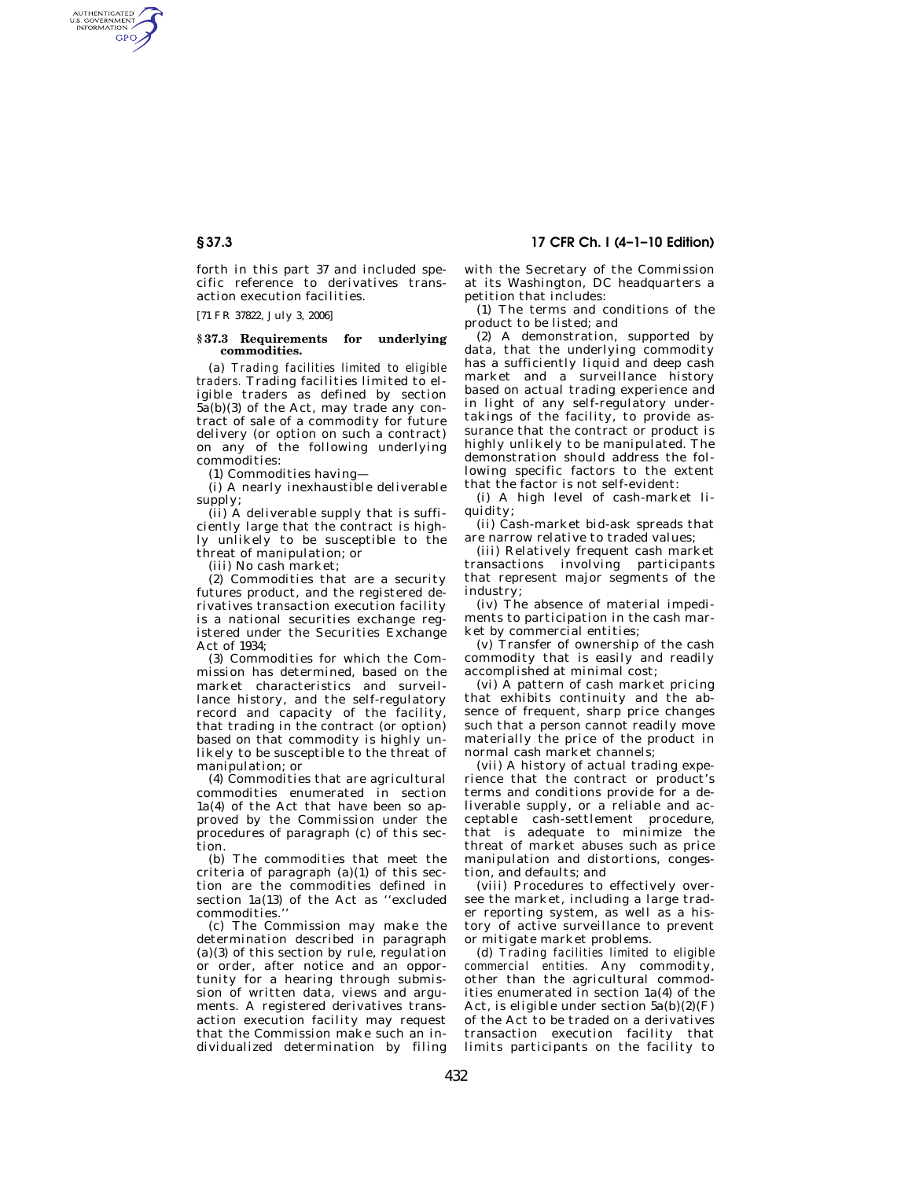forth in this part 37 and included specific reference to derivatives transaction execution facilities.

[71 FR 37822, July 3, 2006]

### § 37.3 Requirements for underlying commodities.

(a) *Trading facilities limited to eligible traders.* Trading facilities limited to eligible traders as defined by section 5a(b)(3) of the Act, may trade any contract of sale of a commodity for future delivery (or option on such a contract) on any of the following underlying commodities:

(1) Commodities having—

(i) A nearly inexhaustible deliverable supply;

(ii) A deliverable supply that is sufficiently large that the contract is highly unlikely to be susceptible to the threat of manipulation; or

(iii) No cash market;

(2) Commodities that are a security futures product, and the registered derivatives transaction execution facility is a national securities exchange registered under the Securities Exchange Act of 1934;

(3) Commodities for which the Commission has determined, based on the market characteristics and surveillance history, and the self-regulatory record and capacity of the facility, that trading in the contract (or option) based on that commodity is highly unlikely to be susceptible to the threat of manipulation; or

(4) Commodities that are agricultural commodities enumerated in section 1a(4) of the Act that have been so approved by the Commission under the procedures of paragraph (c) of this section.

(b) The commodities that meet the criteria of paragraph (a)(1) of this section are the commodities defined in section 1a(13) of the Act as ''excluded commodities.''

(c) The Commission may make the determination described in paragraph (a)(3) of this section by rule, regulation or order, after notice and an opportunity for a hearing through submission of written data, views and arguments. A registered derivatives transaction execution facility may request that the Commission make such an individualized determination by filing with the Secretary of the Commission at its Washington, DC headquarters a petition that includes:

(1) The terms and conditions of the product to be listed; and

(2) A demonstration, supported by data, that the underlying commodity has a sufficiently liquid and deep cash market and a surveillance history based on actual trading experience and in light of any self-regulatory undertakings of the facility, to provide assurance that the contract or product is highly unlikely to be manipulated. The demonstration should address the following specific factors to the extent that the factor is not self-evident:

(i) A high level of cash-market liquidity;

(ii) Cash-market bid-ask spreads that are narrow relative to traded values;

(iii) Relatively frequent cash market transactions involving participants that represent major segments of the industry;

(iv) The absence of material impediments to participation in the cash market by commercial entities;

(v) Transfer of ownership of the cash commodity that is easily and readily accomplished at minimal cost;

(vi) A pattern of cash market pricing that exhibits continuity and the absence of frequent, sharp price changes such that a person cannot readily move materially the price of the product in normal cash market channels;

(vii) A history of actual trading experience that the contract or product's terms and conditions provide for a deliverable supply, or a reliable and acceptable cash-settlement procedure, that is adequate to minimize the threat of market abuses such as price manipulation and distortions, congestion, and defaults; and

(viii) Procedures to effectively oversee the market, including a large trader reporting system, as well as a history of active surveillance to prevent or mitigate market problems.

(d) *Trading facilities limited to eligible commercial entities.* Any commodity, other than the agricultural commodities enumerated in section 1a(4) of the Act, is eligible under section 5a(b)(2)(F) of the Act to be traded on a derivatives transaction execution facility that limits participants on the facility to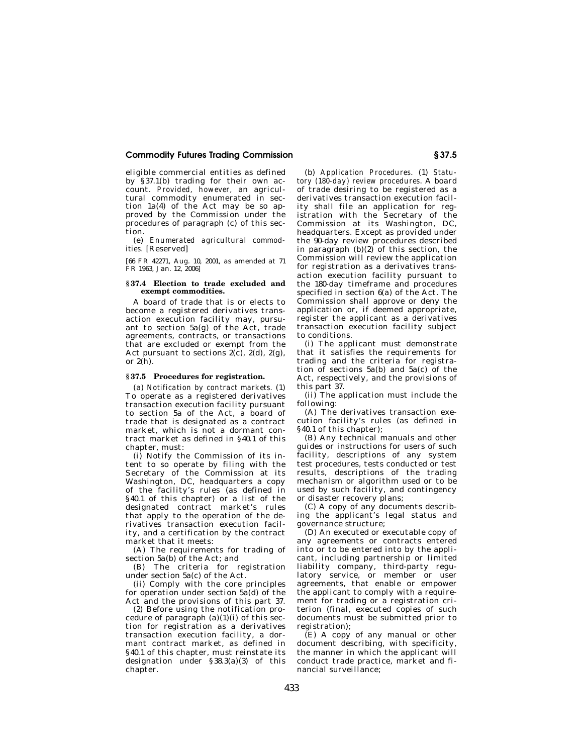eligible commercial entities as defined by §37.1(b) trading for their own account. *Provided, however,* an agricultural commodity enumerated in section 1a(4) of the Act may be so approved by the Commission under the procedures of paragraph (c) of this section.

(e) *Enumerated agricultural commodities.* [Reserved]

[66 FR 42271, Aug. 10, 2001, as amended at 71 FR 1963, Jan. 12, 2006]

### §37.4 Election to trade excluded and exempt commodities.

A board of trade that is or elects to become a registered derivatives transaction execution facility may, pursuant to section 5a(g) of the Act, trade agreements, contracts, or transactions that are excluded or exempt from the Act pursuant to sections 2(c), 2(d), 2(g), or 2(h).

### §37.5 Procedures for registration.

(a) *Notification by contract markets.* (1) To operate as a registered derivatives transaction execution facility pursuant to section 5a of the Act, a board of trade that is designated as a contract market, which is not a dormant contract market as defined in §40.1 of this chapter, must:

(i) Notify the Commission of its intent to so operate by filing with the Secretary of the Commission at its Washington, DC, headquarters a copy of the facility's rules (as defined in §40.1 of this chapter) or a list of the designated contract market's rules that apply to the operation of the derivatives transaction execution facility, and a certification by the contract market that it meets:

(A) The requirements for trading of section 5a(b) of the Act; and

(B) The criteria for registration under section 5a(c) of the Act.

(ii) Comply with the core principles for operation under section 5a(d) of the Act and the provisions of this part 37.

(2) Before using the notification procedure of paragraph (a)(1)(i) of this section for registration as a derivatives transaction execution facility, a dormant contract market, as defined in §40.1 of this chapter, must reinstate its designation under §38.3(a)(3) of this chapter.

(b) *Application Procedures.* (1) *Statutory (180-day) review procedures.* A board of trade desiring to be registered as a derivatives transaction execution facility shall file an application for registration with the Secretary of the Commission at its Washington, DC, headquarters. Except as provided under the 90-day review procedures described in paragraph (b)(2) of this section, the Commission will review the application for registration as a derivatives transaction execution facility pursuant to the 180-day timeframe and procedures specified in section 6(a) of the Act. The Commission shall approve or deny the application or, if deemed appropriate, register the applicant as a derivatives transaction execution facility subject to conditions.

(i) The applicant must demonstrate that it satisfies the requirements for trading and the criteria for registration of sections 5a(b) and 5a(c) of the Act, respectively, and the provisions of this part 37.

(ii) The application must include the following:

(A) The derivatives transaction execution facility's rules (as defined in §40.1 of this chapter);

(B) Any technical manuals and other guides or instructions for users of such facility, descriptions of any system test procedures, tests conducted or test results, descriptions of the trading mechanism or algorithm used or to be used by such facility, and contingency or disaster recovery plans;

(C) A copy of any documents describing the applicant's legal status and governance structure;

(D) An executed or executable copy of any agreements or contracts entered into or to be entered into by the applicant, including partnership or limited liability company, third-party regulatory service, or member or user agreements, that enable or empower the applicant to comply with a requirement for trading or a registration criterion (final, executed copies of such documents must be submitted prior to registration);

(E) A copy of any manual or other document describing, with specificity, the manner in which the applicant will conduct trade practice, market and financial surveillance;